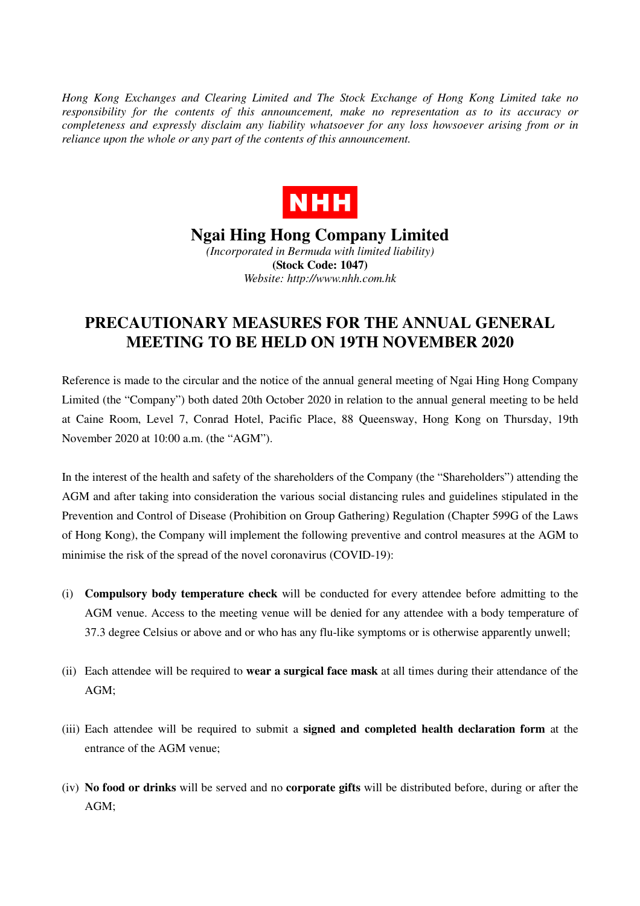*Hong Kong Exchanges and Clearing Limited and The Stock Exchange of Hong Kong Limited take no responsibility for the contents of this announcement, make no representation as to its accuracy or completeness and expressly disclaim any liability whatsoever for any loss howsoever arising from or in reliance upon the whole or any part of the contents of this announcement.*

**NHH**

# Ngai Hing Hong Company Limited

*(Incorporated in Bermuda with limited liability)*

**(Stock Code: 1047)**

*Website: http://www.nhh.com.hk*

## PRECAUTIONARY MEASURES FOR THE ANNUAL GENERAL MEETING TO BE HELD ON 19TH NOVEMBER 2020

Reference is made to the circular and the notice of the annual general meeting of Ngai Hing Hong Company Limited (the "Company") both dated 20th October 2020 in relation to the annual general meeting to be held at Caine Room, Level 7, Conrad Hotel, Pacific Place, 88 Queensway, Hong Kong on Thursday, 19th November 2020 at 10:00 a.m. (the "AGM").

In the interest of the health and safety of the shareholders of the Company (the "Shareholders") attending the AGM and after taking into consideration the various social distancing rules and guidelines stipulated in the Prevention and Control of Disease (Prohibition on Group Gathering) Regulation (Chapter 599G of the Laws of Hong Kong), the Company will implement the following preventive and control measures at the AGM to minimise the risk of the spread of the novel coronavirus (COVID-19):

(i) **Compulsory body temperature check** will be conducted for every attendee before admitting to the AGM venue. Access to the meeting venue will be denied for any attendee with a body temperature of 37.3 degree Celsius or above and or who has any flu-like symptoms or is otherwise apparently unwell;

(ii) Each attendee will be required to **wear a surgical face mask** at all times during their attendance of the AGM;

(iii) Each attendee will be required to submit a **signed and completed health declaration form** at the entrance of the AGM venue;

(iv) **No food or drinks** will be served and no **corporate gifts** will be distributed before, during or after the AGM;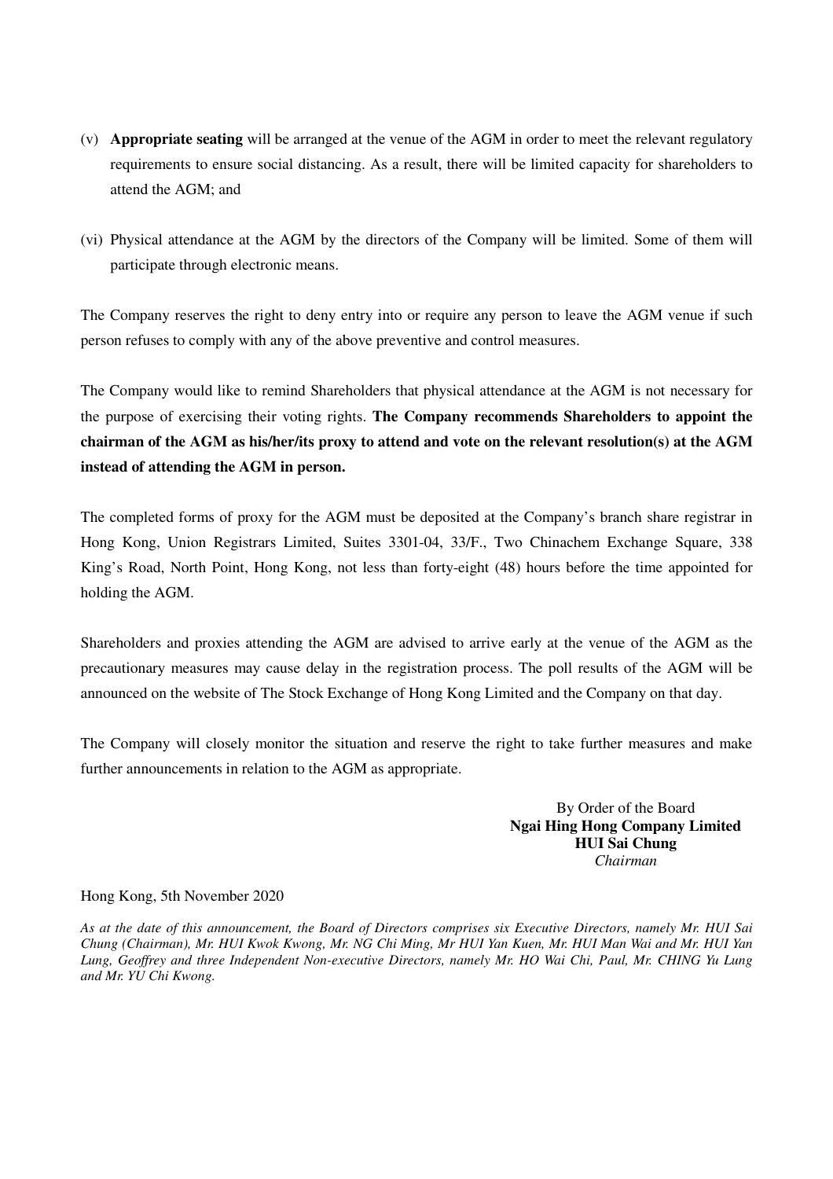(v) **Appropriate seating** will be arranged at the venue of the AGM in order to meet the relevant regulatory requirements to ensure social distancing. As a result, there will be limited capacity for shareholders to attend the AGM; and

(vi) Physical attendance at the AGM by the directors of the Company will be limited. Some of them will participate through electronic means.

The Company reserves the right to deny entry into or require any person to leave the AGM venue if such person refuses to comply with any of the above preventive and control measures.

The Company would like to remind Shareholders that physical attendance at the AGM is not necessary for the purpose of exercising their voting rights. **The Company recommends Shareholders to appoint the chairman of the AGM as his/her/its proxy to attend and vote on the relevant resolution(s) at the AGM instead of attending the AGM in person.**

The completed forms of proxy for the AGM must be deposited at the Company's branch share registrar in Hong Kong, Union Registrars Limited, Suites 3301-04, 33/F., Two Chinachem Exchange Square, 338 King's Road, North Point, Hong Kong, not less than forty-eight (48) hours before the time appointed for holding the AGM.

Shareholders and proxies attending the AGM are advised to arrive early at the venue of the AGM as the precautionary measures may cause delay in the registration process. The poll results of the AGM will be announced on the website of The Stock Exchange of Hong Kong Limited and the Company on that day.

The Company will closely monitor the situation and reserve the right to take further measures and make further announcements in relation to the AGM as appropriate.

By Order of the Board
**Ngai Hing Hong Company Limited**
**HUI Sai Chung**
*Chairman*

Hong Kong, 5th November 2020

*As at the date of this announcement, the Board of Directors comprises six Executive Directors, namely Mr. HUI Sai Chung (Chairman), Mr. HUI Kwok Kwong, Mr. NG Chi Ming, Mr HUI Yan Kuen, Mr. HUI Man Wai and Mr. HUI Yan Lung, Geoffrey and three Independent Non-executive Directors, namely Mr. HO Wai Chi, Paul, Mr. CHING Yu Lung and Mr. YU Chi Kwong.*